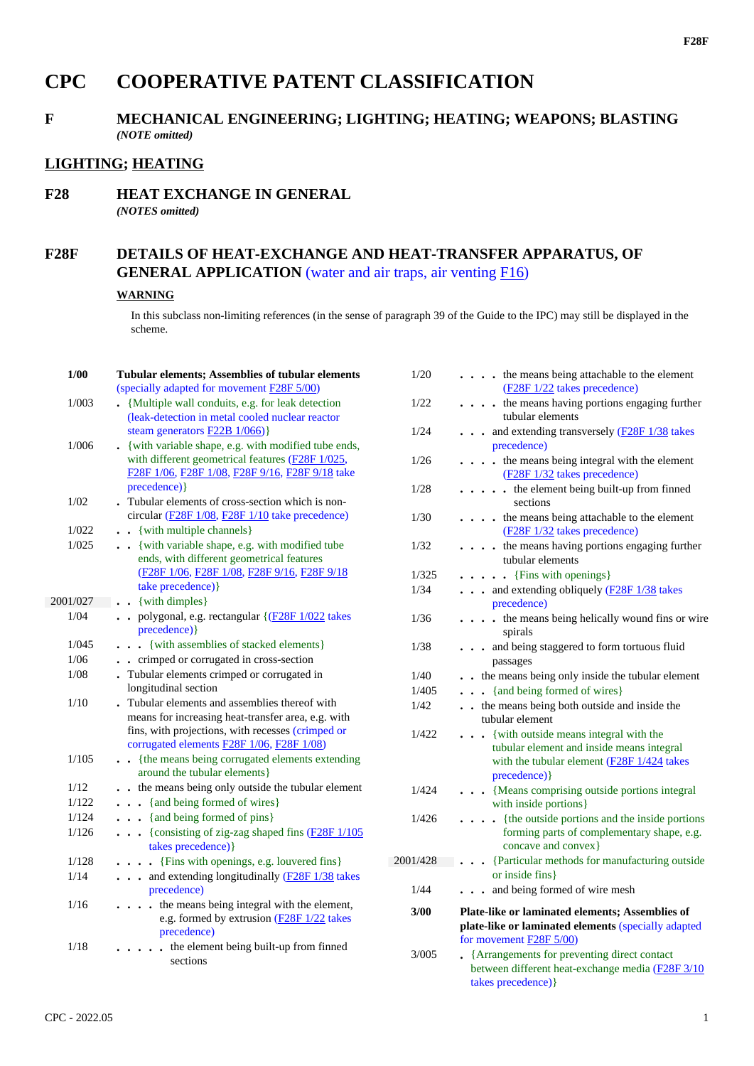# CPC COOPERATIVE PATENT CLASSIFICATION

## F MECHANICAL ENGINEERING; LIGHTING; HEATING; WEAPONS; BLASTING

*(NOTE omitted)*

## LIGHTING; HEATING

## F28 HEAT EXCHANGE IN GENERAL

*(NOTES omitted)*

## F28F DETAILS OF HEAT-EXCHANGE AND HEAT-TRANSFER APPARATUS, OF GENERAL APPLICATION (water and air traps, air venting F16)

**WARNING**

In this subclass non-limiting references (in the sense of paragraph 39 of the Guide to the IPC) may still be displayed in the scheme.

| | |
|---|---|
| **1/00** | **Tubular elements; Assemblies of tubular elements** (specially adapted for movement F28F 5/00) |
| 1/003 | . {Multiple wall conduits, e.g. for leak detection (leak-detection in metal cooled nuclear reactor steam generators F22B 1/066)} |
| 1/006 | . {with variable shape, e.g. with modified tube ends, with different geometrical features (F28F 1/025, F28F 1/06, F28F 1/08, F28F 9/16, F28F 9/18 take precedence)} |
| 1/02 | . Tubular elements of cross-section which is non-circular (F28F 1/08, F28F 1/10 take precedence) |
| 1/022 | . . {with multiple channels} |
| 1/025 | . . {with variable shape, e.g. with modified tube ends, with different geometrical features (F28F 1/06, F28F 1/08, F28F 9/16, F28F 9/18 take precedence)} |
| 2001/027 | . . {with dimples} |
| 1/04 | . . polygonal, e.g. rectangular {(F28F 1/022 takes precedence)} |
| 1/045 | . . . {with assemblies of stacked elements} |
| 1/06 | . . crimped or corrugated in cross-section |
| 1/08 | . Tubular elements crimped or corrugated in longitudinal section |
| 1/10 | . Tubular elements and assemblies thereof with means for increasing heat-transfer area, e.g. with fins, with projections, with recesses (crimped or corrugated elements F28F 1/06, F28F 1/08) |
| 1/105 | . . {the means being corrugated elements extending around the tubular elements} |
| 1/12 | . . the means being only outside the tubular element |
| 1/122 | . . . {and being formed of wires} |
| 1/124 | . . . {and being formed of pins} |
| 1/126 | . . . {consisting of zig-zag shaped fins (F28F 1/105 takes precedence)} |
| 1/128 | . . . . {Fins with openings, e.g. louvered fins} |
| 1/14 | . . . and extending longitudinally (F28F 1/38 takes precedence) |
| 1/16 | . . . . the means being integral with the element, e.g. formed by extrusion (F28F 1/22 takes precedence) |
| 1/18 | . . . . . the element being built-up from finned sections |
| 1/20 | . . . . the means being attachable to the element (F28F 1/22 takes precedence) |
| 1/22 | . . . . the means having portions engaging further tubular elements |
| 1/24 | . . . and extending transversely (F28F 1/38 takes precedence) |
| 1/26 | . . . . the means being integral with the element (F28F 1/32 takes precedence) |
| 1/28 | . . . . . the element being built-up from finned sections |
| 1/30 | . . . . the means being attachable to the element (F28F 1/32 takes precedence) |
| 1/32 | . . . . the means having portions engaging further tubular elements |
| 1/325 | . . . . . {Fins with openings} |
| 1/34 | . . . and extending obliquely (F28F 1/38 takes precedence) |
| 1/36 | . . . . the means being helically wound fins or wire spirals |
| 1/38 | . . . and being staggered to form tortuous fluid passages |
| 1/40 | . . the means being only inside the tubular element |
| 1/405 | . . . {and being formed of wires} |
| 1/42 | . . the means being both outside and inside the tubular element |
| 1/422 | . . . {with outside means integral with the tubular element and inside means integral with the tubular element (F28F 1/424 takes precedence)} |
| 1/424 | . . . {Means comprising outside portions integral with inside portions} |
| 1/426 | . . . . {the outside portions and the inside portions forming parts of complementary shape, e.g. concave and convex} |
| 2001/428 | . . . {Particular methods for manufacturing outside or inside fins} |
| 1/44 | . . . and being formed of wire mesh |
| **3/00** | **Plate-like or laminated elements; Assemblies of plate-like or laminated elements** (specially adapted for movement F28F 5/00) |
| 3/005 | . {Arrangements for preventing direct contact between different heat-exchange media (F28F 3/10 takes precedence)} |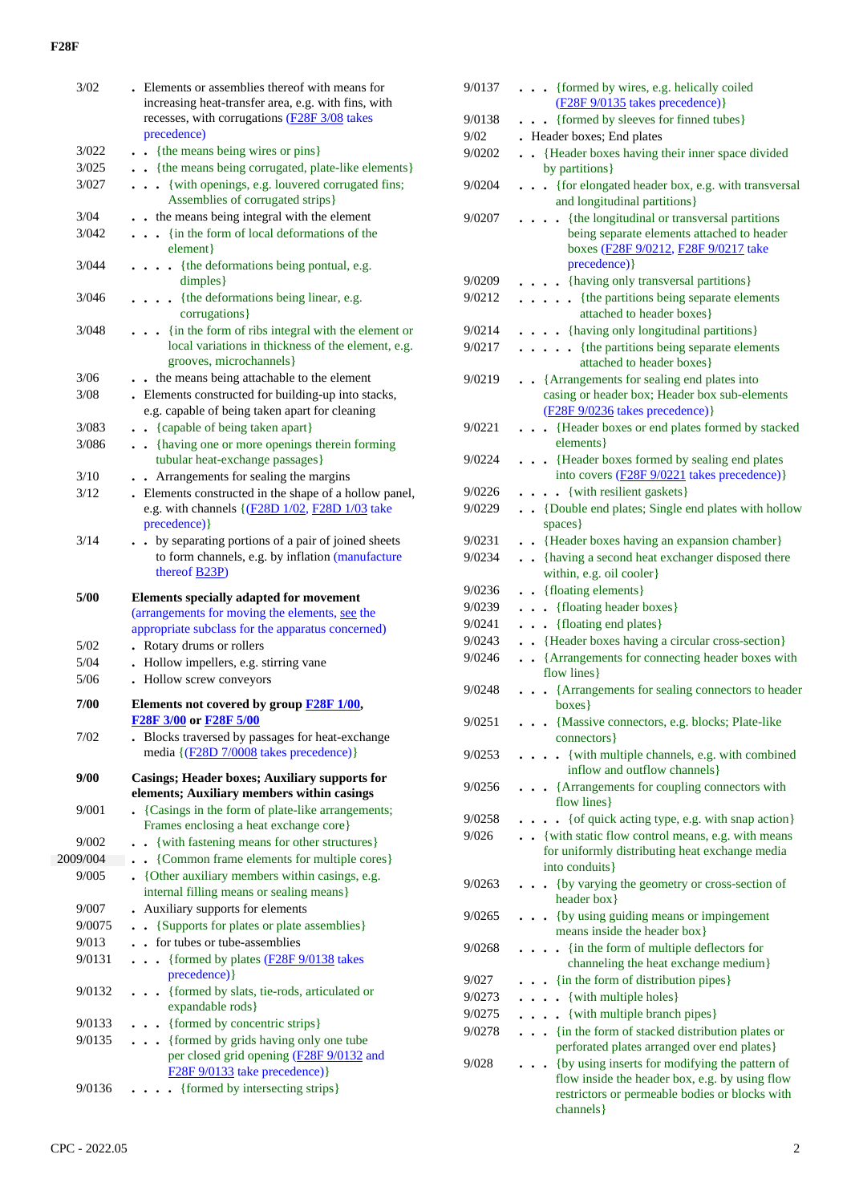| | |
|---|---|
| 3/02 | . Elements or assemblies thereof with means for increasing heat-transfer area, e.g. with fins, with recesses, with corrugations (F28F 3/08 takes precedence) |
| 3/022 | . . {the means being wires or pins} |
| 3/025 | . . {the means being corrugated, plate-like elements} |
| 3/027 | . . . {with openings, e.g. louvered corrugated fins; Assemblies of corrugated strips} |
| 3/04 | . . the means being integral with the element |
| 3/042 | . . . {in the form of local deformations of the element} |
| 3/044 | . . . . {the deformations being pontual, e.g. dimples} |
| 3/046 | . . . . {the deformations being linear, e.g. corrugations} |
| 3/048 | . . . {in the form of ribs integral with the element or local variations in thickness of the element, e.g. grooves, microchannels} |
| 3/06 | . . the means being attachable to the element |
| 3/08 | . Elements constructed for building-up into stacks, e.g. capable of being taken apart for cleaning |
| 3/083 | . . {capable of being taken apart} |
| 3/086 | . . {having one or more openings therein forming tubular heat-exchange passages} |
| 3/10 | . . Arrangements for sealing the margins |
| 3/12 | . Elements constructed in the shape of a hollow panel, e.g. with channels {(F28D 1/02, F28D 1/03 take precedence)} |
| 3/14 | . . by separating portions of a pair of joined sheets to form channels, e.g. by inflation (manufacture thereof B23P) |
| **5/00** | **Elements specially adapted for movement** (arrangements for moving the elements, see the appropriate subclass for the apparatus concerned) |
| 5/02 | . Rotary drums or rollers |
| 5/04 | . Hollow impellers, e.g. stirring vane |
| 5/06 | . Hollow screw conveyors |
| **7/00** | **Elements not covered by group F28F 1/00, F28F 3/00 or F28F 5/00** |
| 7/02 | . Blocks traversed by passages for heat-exchange media {(F28D 7/0008 takes precedence)} |
| **9/00** | **Casings; Header boxes; Auxiliary supports for elements; Auxiliary members within casings** |
| 9/001 | . {Casings in the form of plate-like arrangements; Frames enclosing a heat exchange core} |
| 9/002 | . . {with fastening means for other structures} |
| 2009/004 | . . {Common frame elements for multiple cores} |
| 9/005 | . {Other auxiliary members within casings, e.g. internal filling means or sealing means} |
| 9/007 | . Auxiliary supports for elements |
| 9/0075 | . . {Supports for plates or plate assemblies} |
| 9/013 | . . for tubes or tube-assemblies |
| 9/0131 | . . . {formed by plates (F28F 9/0138 takes precedence)} |
| 9/0132 | . . . {formed by slats, tie-rods, articulated or expandable rods} |
| 9/0133 | . . . {formed by concentric strips} |
| 9/0135 | . . . {formed by grids having only one tube per closed grid opening (F28F 9/0132 and F28F 9/0133 take precedence)} |
| 9/0136 | . . . . {formed by intersecting strips} |
| 9/0137 | . . . {formed by wires, e.g. helically coiled (F28F 9/0135 takes precedence)} |
| 9/0138 | . . . {formed by sleeves for finned tubes} |
| 9/02 | . Header boxes; End plates |
| 9/0202 | . . {Header boxes having their inner space divided by partitions} |
| 9/0204 | . . . {for elongated header box, e.g. with transversal and longitudinal partitions} |
| 9/0207 | . . . . {the longitudinal or transversal partitions being separate elements attached to header boxes (F28F 9/0212, F28F 9/0217 take precedence)} |
| 9/0209 | . . . . {having only transversal partitions} |
| 9/0212 | . . . . . {the partitions being separate elements attached to header boxes} |
| 9/0214 | . . . . {having only longitudinal partitions} |
| 9/0217 | . . . . . {the partitions being separate elements attached to header boxes} |
| 9/0219 | . . {Arrangements for sealing end plates into casing or header box; Header box sub-elements (F28F 9/0236 takes precedence)} |
| 9/0221 | . . . {Header boxes or end plates formed by stacked elements} |
| 9/0224 | . . . {Header boxes formed by sealing end plates into covers (F28F 9/0221 takes precedence)} |
| 9/0226 | . . . . {with resilient gaskets} |
| 9/0229 | . . {Double end plates; Single end plates with hollow spaces} |
| 9/0231 | . . {Header boxes having an expansion chamber} |
| 9/0234 | . . {having a second heat exchanger disposed there within, e.g. oil cooler} |
| 9/0236 | . . {floating elements} |
| 9/0239 | . . . {floating header boxes} |
| 9/0241 | . . . {floating end plates} |
| 9/0243 | . . {Header boxes having a circular cross-section} |
| 9/0246 | . . {Arrangements for connecting header boxes with flow lines} |
| 9/0248 | . . . {Arrangements for sealing connectors to header boxes} |
| 9/0251 | . . . {Massive connectors, e.g. blocks; Plate-like connectors} |
| 9/0253 | . . . . {with multiple channels, e.g. with combined inflow and outflow channels} |
| 9/0256 | . . . {Arrangements for coupling connectors with flow lines} |
| 9/0258 | . . . . {of quick acting type, e.g. with snap action} |
| 9/026 | . . {with static flow control means, e.g. with means for uniformly distributing heat exchange media into conduits} |
| 9/0263 | . . . {by varying the geometry or cross-section of header box} |
| 9/0265 | . . . {by using guiding means or impingement means inside the header box} |
| 9/0268 | . . . . {in the form of multiple deflectors for channeling the heat exchange medium} |
| 9/027 | . . . {in the form of distribution pipes} |
| 9/0273 | . . . . {with multiple holes} |
| 9/0275 | . . . . {with multiple branch pipes} |
| 9/0278 | . . . {in the form of stacked distribution plates or perforated plates arranged over end plates} |
| 9/028 | . . . {by using inserts for modifying the pattern of flow inside the header box, e.g. by using flow restrictors or permeable bodies or blocks with channels} |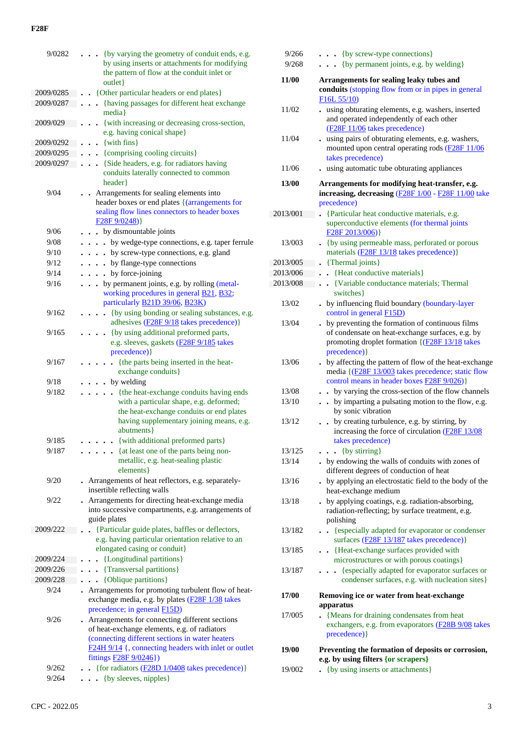| | |
|---|---|
| 9/0282 | . . . {by varying the geometry of conduit ends, e.g. by using inserts or attachments for modifying the pattern of flow at the conduit inlet or outlet} |
| 2009/0285 | . . {Other particular headers or end plates} |
| 2009/0287 | . . . {having passages for different heat exchange media} |
| 2009/029 | . . . {with increasing or decreasing cross-section, e.g. having conical shape} |
| 2009/0292 | . . . {with fins} |
| 2009/0295 | . . . {comprising cooling circuits} |
| 2009/0297 | . . . {Side headers, e.g. for radiators having conduits laterally connected to common header} |
| 9/04 | . . Arrangements for sealing elements into header boxes or end plates {(arrangements for sealing flow lines connectors to header boxes F28F 9/0248)} |
| 9/06 | . . . by dismountable joints |
| 9/08 | . . . . by wedge-type connections, e.g. taper ferrule |
| 9/10 | . . . . by screw-type connections, e.g. gland |
| 9/12 | . . . . by flange-type connections |
| 9/14 | . . . . by force-joining |
| 9/16 | . . . by permanent joints, e.g. by rolling (metal-working procedures in general B21, B32; particularly B21D 39/06, B23K) |
| 9/162 | . . . . {by using bonding or sealing substances, e.g. adhesives (F28F 9/18 takes precedence)} |
| 9/165 | . . . . {by using additional preformed parts, e.g. sleeves, gaskets (F28F 9/185 takes precedence)} |
| 9/167 | . . . . . {the parts being inserted in the heat-exchange conduits} |
| 9/18 | . . . . by welding |
| 9/182 | . . . . . {the heat-exchange conduits having ends with a particular shape, e.g. deformed; the heat-exchange conduits or end plates having supplementary joining means, e.g. abutments} |
| 9/185 | . . . . . {with additional preformed parts} |
| 9/187 | . . . . . {at least one of the parts being non-metallic, e.g. heat-sealing plastic elements} |
| 9/20 | . Arrangements of heat reflectors, e.g. separately-insertible reflecting walls |
| 9/22 | . Arrangements for directing heat-exchange media into successive compartments, e.g. arrangements of guide plates |
| 2009/222 | . . {Particular guide plates, baffles or deflectors, e.g. having particular orientation relative to an elongated casing or conduit} |
| 2009/224 | . . . {Longitudinal partitions} |
| 2009/226 | . . . {Transversal partitions} |
| 2009/228 | . . . {Oblique partitions} |
| 9/24 | . Arrangements for promoting turbulent flow of heat-exchange media, e.g. by plates (F28F 1/38 takes precedence; in general F15D) |
| 9/26 | . Arrangements for connecting different sections of heat-exchange elements, e.g. of radiators (connecting different sections in water heaters F24H 9/14 {, connecting headers with inlet or outlet fittings F28F 9/0246}) |
| 9/262 | . . {for radiators (F28D 1/0408 takes precedence)} |
| 9/264 | . . . {by sleeves, nipples} |
| 9/266 | . . . {by screw-type connections} |
| 9/268 | . . . {by permanent joints, e.g. by welding} |
| **11/00** | **Arrangements for sealing leaky tubes and conduits** (stopping flow from or in pipes in general F16L 55/10) |
| 11/02 | . using obturating elements, e.g. washers, inserted and operated independently of each other (F28F 11/06 takes precedence) |
| 11/04 | . using pairs of obturating elements, e.g. washers, mounted upon central operating rods (F28F 11/06 takes precedence) |
| 11/06 | . using automatic tube obturating appliances |
| **13/00** | **Arrangements for modifying heat-transfer, e.g. increasing, decreasing** (F28F 1/00 - F28F 11/00 take precedence) |
| 2013/001 | . {Particular heat conductive materials, e.g. superconductive elements (for thermal joints F28F 2013/006)} |
| 13/003 | . {by using permeable mass, perforated or porous materials (F28F 13/18 takes precedence)} |
| 2013/005 | . {Thermal joints} |
| 2013/006 | . . {Heat conductive materials} |
| 2013/008 | . . {Variable conductance materials; Thermal switches} |
| 13/02 | . by influencing fluid boundary (boundary-layer control in general F15D) |
| 13/04 | . by preventing the formation of continuous films of condensate on heat-exchange surfaces, e.g. by promoting droplet formation {(F28F 13/18 takes precedence)} |
| 13/06 | . by affecting the pattern of flow of the heat-exchange media {(F28F 13/003 takes precedence; static flow control means in header boxes F28F 9/026)} |
| 13/08 | . . by varying the cross-section of the flow channels |
| 13/10 | . . by imparting a pulsating motion to the flow, e.g. by sonic vibration |
| 13/12 | . . by creating turbulence, e.g. by stirring, by increasing the force of circulation (F28F 13/08 takes precedence) |
| 13/125 | . . . {by stirring} |
| 13/14 | . by endowing the walls of conduits with zones of different degrees of conduction of heat |
| 13/16 | . by applying an electrostatic field to the body of the heat-exchange medium |
| 13/18 | . by applying coatings, e.g. radiation-absorbing, radiation-reflecting; by surface treatment, e.g. polishing |
| 13/182 | . . {especially adapted for evaporator or condenser surfaces (F28F 13/187 takes precedence)} |
| 13/185 | . . {Heat-exchange surfaces provided with microstructures or with porous coatings} |
| 13/187 | . . . {especially adapted for evaporator surfaces or condenser surfaces, e.g. with nucleation sites} |
| **17/00** | **Removing ice or water from heat-exchange apparatus** |
| 17/005 | . {Means for draining condensates from heat exchangers, e.g. from evaporators (F28B 9/08 takes precedence)} |
| **19/00** | **Preventing the formation of deposits or corrosion, e.g. by using filters {or scrapers}** |
| 19/002 | . {by using inserts or attachments} |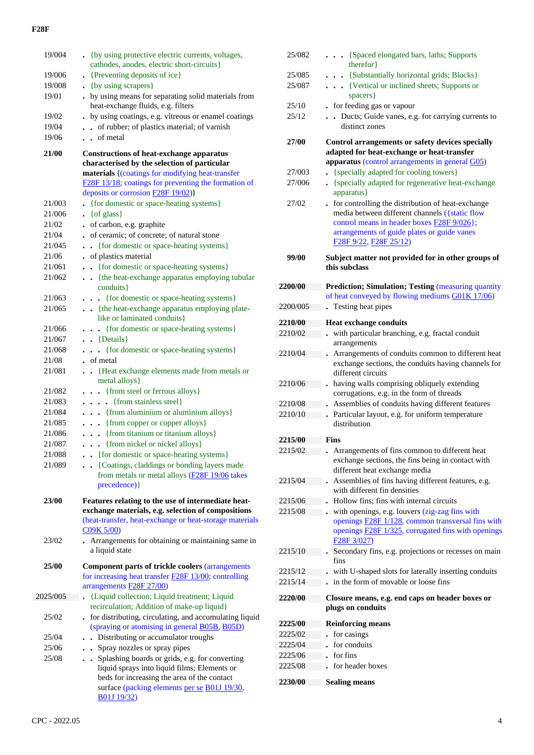| | |
|---|---|
| 19/004 | . {by using protective electric currents, voltages, cathodes, anodes, electric short-circuits} |
| 19/006 | . {Preventing deposits of ice} |
| 19/008 | . {by using scrapers} |
| 19/01 | . by using means for separating solid materials from heat-exchange fluids, e.g. filters |
| 19/02 | . by using coatings, e.g. vitreous or enamel coatings |
| 19/04 | . . of rubber; of plastics material; of varnish |
| 19/06 | . . of metal |
| **21/00** | **Constructions of heat-exchange apparatus characterised by the selection of particular materials {**(coatings for modifying heat-transfer F28F 13/18; coatings for preventing the formation of deposits or corrosion F28F 19/02)**}** |
| 21/003 | . {for domestic or space-heating systems} |
| 21/006 | . {of glass} |
| 21/02 | . of carbon, e.g. graphite |
| 21/04 | . of ceramic; of concrete; of natural stone |
| 21/045 | . . {for domestic or space-heating systems} |
| 21/06 | . of plastics material |
| 21/061 | . . {for domestic or space-heating systems} |
| 21/062 | . . {the heat-exchange apparatus employing tubular conduits} |
| 21/063 | . . . {for domestic or space-heating systems} |
| 21/065 | . . {the heat-exchange apparatus employing plate-like or laminated conduits} |
| 21/066 | . . . {for domestic or space-heating systems} |
| 21/067 | . . {Details} |
| 21/068 | . . . {for domestic or space-heating systems} |
| 21/08 | . of metal |
| 21/081 | . . {Heat exchange elements made from metals or metal alloys} |
| 21/082 | . . . {from steel or ferrous alloys} |
| 21/083 | . . . . {from stainless steel} |
| 21/084 | . . . {from aluminium or aluminium alloys} |
| 21/085 | . . . {from copper or copper alloys} |
| 21/086 | . . . {from titanium or titanium alloys} |
| 21/087 | . . . {from nickel or nickel alloys} |
| 21/088 | . . {for domestic or space-heating systems} |
| 21/089 | . . {Coatings, claddings or bonding layers made from metals or metal alloys (F28F 19/06 takes precedence)} |
| **23/00** | **Features relating to the use of intermediate heat-exchange materials, e.g. selection of compositions** (heat-transfer, heat-exchange or heat-storage materials C09K 5/00) |
| 23/02 | . Arrangements for obtaining or maintaining same in a liquid state |
| **25/00** | **Component parts of trickle coolers** (arrangements for increasing heat transfer F28F 13/00; controlling arrangements F28F 27/00) |
| 2025/005 | . {Liquid collection; Liquid treatment; Liquid recirculation; Addition of make-up liquid} |
| 25/02 | . for distributing, circulating, and accumulating liquid (spraying or atomising in general B05B, B05D) |
| 25/04 | . . Distributing or accumulator troughs |
| 25/06 | . . Spray nozzles or spray pipes |
| 25/08 | . . Splashing boards or grids, e.g. for converting liquid sprays into liquid films; Elements or beds for increasing the area of the contact surface (packing elements per se B01J 19/30, B01J 19/32) |
| 25/082 | . . . {Spaced elongated bars, laths; Supports therefor} |
| 25/085 | . . . {Substantially horizontal grids; Blocks} |
| 25/087 | . . . {Vertical or inclined sheets; Supports or spacers} |
| 25/10 | . for feeding gas or vapour |
| 25/12 | . . Ducts; Guide vanes, e.g. for carrying currents to distinct zones |
| **27/00** | **Control arrangements or safety devices specially adapted for heat-exchange or heat-transfer apparatus** (control arrangements in general G05) |
| 27/003 | . {specially adapted for cooling towers} |
| 27/006 | . {specially adapted for regenerative heat-exchange apparatus} |
| 27/02 | . for controlling the distribution of heat-exchange media between different channels ({static flow control means in header boxes F28F 9/026}; arrangements of guide plates or guide vanes F28F 9/22, F28F 25/12) |
| **99/00** | **Subject matter not provided for in other groups of this subclass** |
| **2200/00** | **Prediction; Simulation; Testing** (measuring quantity of heat conveyed by flowing mediums G01K 17/06) |
| 2200/005 | . Testing heat pipes |
| **2210/00** | **Heat exchange conduits** |
| 2210/02 | . with particular branching, e.g. fractal conduit arrangements |
| 2210/04 | . Arrangements of conduits common to different heat exchange sections, the conduits having channels for different circuits |
| 2210/06 | . having walls comprising obliquely extending corrugations, e.g. in the form of threads |
| 2210/08 | . Assemblies of conduits having different features |
| 2210/10 | . Particular layout, e.g. for uniform temperature distribution |
| **2215/00** | **Fins** |
| 2215/02 | . Arrangements of fins common to different heat exchange sections, the fins being in contact with different heat exchange media |
| 2215/04 | . Assemblies of fins having different features, e.g. with different fin densities |
| 2215/06 | . Hollow fins; fins with internal circuits |
| 2215/08 | . with openings, e.g. louvers (zig-zag fins with openings F28F 1/128, common transversal fins with openings F28F 1/325, corrugated fins with openings F28F 3/027) |
| 2215/10 | . Secondary fins, e.g. projections or recesses on main fins |
| 2215/12 | . with U-shaped slots for laterally inserting conduits |
| 2215/14 | . in the form of movable or loose fins |
| **2220/00** | **Closure means, e.g. end caps on header boxes or plugs on conduits** |
| **2225/00** | **Reinforcing means** |
| 2225/02 | . for casings |
| 2225/04 | . for conduits |
| 2225/06 | . for fins |
| 2225/08 | . for header boxes |
| **2230/00** | **Sealing means** |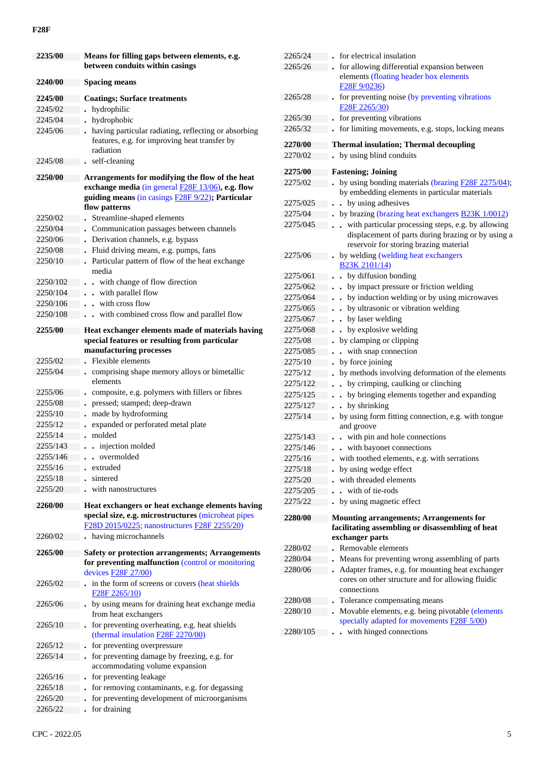| | |
|---|---|
| **2235/00** | **Means for filling gaps between elements, e.g. between conduits within casings** |
| **2240/00** | **Spacing means** |
| **2245/00** | **Coatings; Surface treatments** |
| 2245/02 | . hydrophilic |
| 2245/04 | . hydrophobic |
| 2245/06 | . having particular radiating, reflecting or absorbing features, e.g. for improving heat transfer by radiation |
| 2245/08 | . self-cleaning |
| **2250/00** | **Arrangements for modifying the flow of the heat exchange media** (in general F28F 13/06)**, e.g. flow guiding means** (in casings F28F 9/22)**; Particular flow patterns** |
| 2250/02 | . Streamline-shaped elements |
| 2250/04 | . Communication passages between channels |
| 2250/06 | . Derivation channels, e.g. bypass |
| 2250/08 | . Fluid driving means, e.g. pumps, fans |
| 2250/10 | . Particular pattern of flow of the heat exchange media |
| 2250/102 | . . with change of flow direction |
| 2250/104 | . . with parallel flow |
| 2250/106 | . . with cross flow |
| 2250/108 | . . with combined cross flow and parallel flow |
| **2255/00** | **Heat exchanger elements made of materials having special features or resulting from particular manufacturing processes** |
| 2255/02 | . Flexible elements |
| 2255/04 | . comprising shape memory alloys or bimetallic elements |
| 2255/06 | . composite, e.g. polymers with fillers or fibres |
| 2255/08 | . pressed; stamped; deep-drawn |
| 2255/10 | . made by hydroforming |
| 2255/12 | . expanded or perforated metal plate |
| 2255/14 | . molded |
| 2255/143 | . . injection molded |
| 2255/146 | . . overmolded |
| 2255/16 | . extruded |
| 2255/18 | . sintered |
| 2255/20 | . with nanostructures |
| **2260/00** | **Heat exchangers or heat exchange elements having special size, e.g. microstructures** (microheat pipes F28D 2015/0225; nanostructures F28F 2255/20) |
| 2260/02 | . having microchannels |
| **2265/00** | **Safety or protection arrangements; Arrangements for preventing malfunction** (control or monitoring devices F28F 27/00) |
| 2265/02 | . in the form of screens or covers (heat shields F28F 2265/10) |
| 2265/06 | . by using means for draining heat exchange media from heat exchangers |
| 2265/10 | . for preventing overheating, e.g. heat shields (thermal insulation F28F 2270/00) |
| 2265/12 | . for preventing overpressure |
| 2265/14 | . for preventing damage by freezing, e.g. for accommodating volume expansion |
| 2265/16 | . for preventing leakage |
| 2265/18 | . for removing contaminants, e.g. for degassing |
| 2265/20 | . for preventing development of microorganisms |
| 2265/22 | . for draining |
| 2265/24 | . for electrical insulation |
| 2265/26 | . for allowing differential expansion between elements (floating header box elements F28F 9/0236) |
| 2265/28 | . for preventing noise (by preventing vibrations F28F 2265/30) |
| 2265/30 | . for preventing vibrations |
| 2265/32 | . for limiting movements, e.g. stops, locking means |
| **2270/00** | **Thermal insulation; Thermal decoupling** |
| 2270/02 | . by using blind conduits |
| **2275/00** | **Fastening; Joining** |
| 2275/02 | . by using bonding materials (brazing F28F 2275/04); by embedding elements in particular materials |
| 2275/025 | . . by using adhesives |
| 2275/04 | . by brazing (brazing heat exchangers B23K 1/0012) |
| 2275/045 | . . with particular processing steps, e.g. by allowing displacement of parts during brazing or by using a reservoir for storing brazing material |
| 2275/06 | . by welding (welding heat exchangers B23K 2101/14) |
| 2275/061 | . . by diffusion bonding |
| 2275/062 | . . by impact pressure or friction welding |
| 2275/064 | . . by induction welding or by using microwaves |
| 2275/065 | . . by ultrasonic or vibration welding |
| 2275/067 | . . by laser welding |
| 2275/068 | . . by explosive welding |
| 2275/08 | . by clamping or clipping |
| 2275/085 | . . with snap connection |
| 2275/10 | . by force joining |
| 2275/12 | . by methods involving deformation of the elements |
| 2275/122 | . . by crimping, caulking or clinching |
| 2275/125 | . . by bringing elements together and expanding |
| 2275/127 | . . by shrinking |
| 2275/14 | . by using form fitting connection, e.g. with tongue and groove |
| 2275/143 | . . with pin and hole connections |
| 2275/146 | . . with bayonet connections |
| 2275/16 | . with toothed elements, e.g. with serrations |
| 2275/18 | . by using wedge effect |
| 2275/20 | . with threaded elements |
| 2275/205 | . . with of tie-rods |
| 2275/22 | . by using magnetic effect |
| **2280/00** | **Mounting arrangements; Arrangements for facilitating assembling or disassembling of heat exchanger parts** |
| 2280/02 | . Removable elements |
| 2280/04 | . Means for preventing wrong assembling of parts |
| 2280/06 | . Adapter frames, e.g. for mounting heat exchanger cores on other structure and for allowing fluidic connections |
| 2280/08 | . Tolerance compensating means |
| 2280/10 | . Movable elements, e.g. being pivotable (elements specially adapted for movements F28F 5/00) |
| 2280/105 | . . with hinged connections |